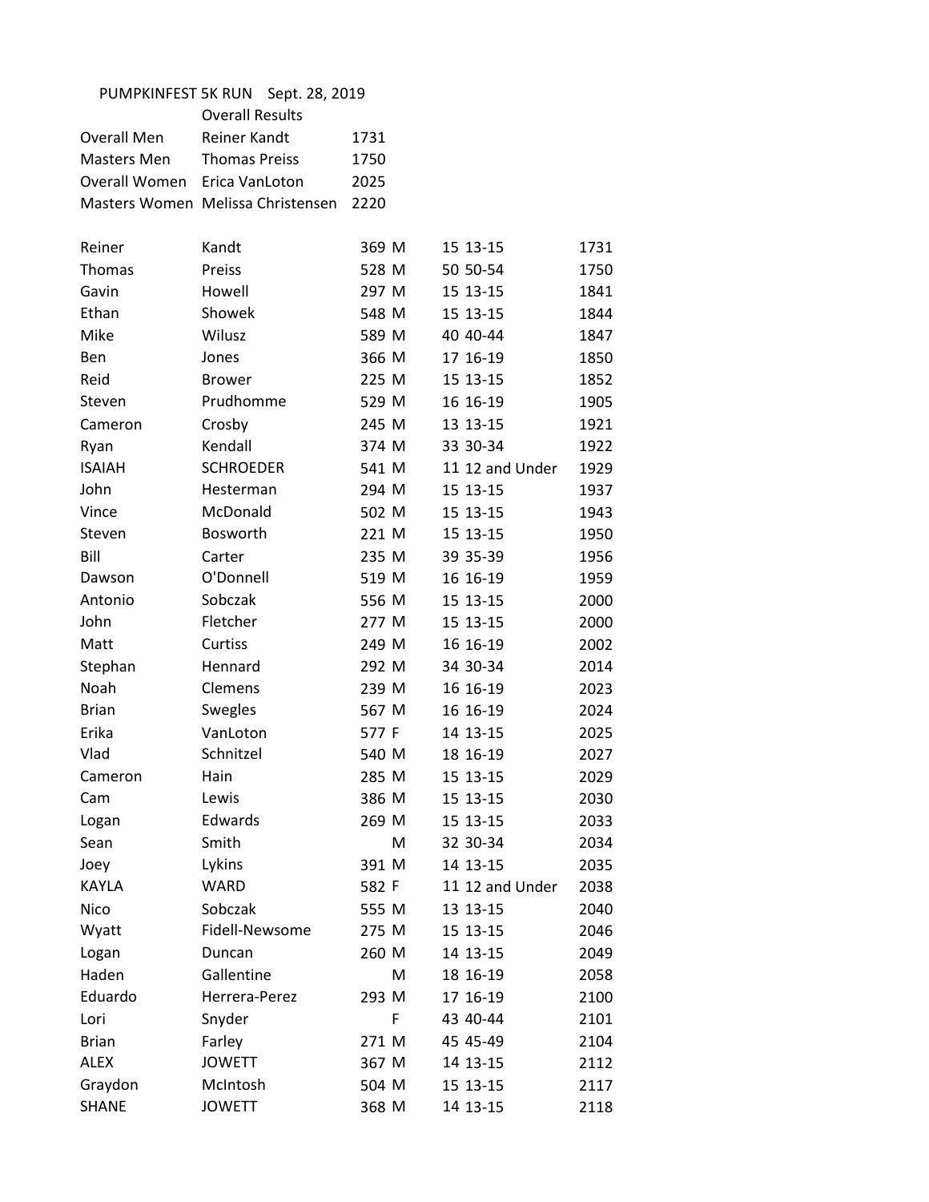PUMPKINFEST 5K RUN Sept. 28, 2019

Overall Results

| | | |
|---|---|---|
| Overall Men | Reiner Kandt | 1731 |
| Masters Men | Thomas Preiss | 1750 |
| Overall Women | Erica VanLoton | 2025 |
| Masters Women | Melissa Christensen | 2220 |

| | | | | | | |
|---|---|---|---|---|---|---|
| Reiner | Kandt | 369 | M | 15 | 13-15 | 1731 |
| Thomas | Preiss | 528 | M | 50 | 50-54 | 1750 |
| Gavin | Howell | 297 | M | 15 | 13-15 | 1841 |
| Ethan | Showek | 548 | M | 15 | 13-15 | 1844 |
| Mike | Wilusz | 589 | M | 40 | 40-44 | 1847 |
| Ben | Jones | 366 | M | 17 | 16-19 | 1850 |
| Reid | Brower | 225 | M | 15 | 13-15 | 1852 |
| Steven | Prudhomme | 529 | M | 16 | 16-19 | 1905 |
| Cameron | Crosby | 245 | M | 13 | 13-15 | 1921 |
| Ryan | Kendall | 374 | M | 33 | 30-34 | 1922 |
| ISAIAH | SCHROEDER | 541 | M | 11 | 12 and Under | 1929 |
| John | Hesterman | 294 | M | 15 | 13-15 | 1937 |
| Vince | McDonald | 502 | M | 15 | 13-15 | 1943 |
| Steven | Bosworth | 221 | M | 15 | 13-15 | 1950 |
| Bill | Carter | 235 | M | 39 | 35-39 | 1956 |
| Dawson | O'Donnell | 519 | M | 16 | 16-19 | 1959 |
| Antonio | Sobczak | 556 | M | 15 | 13-15 | 2000 |
| John | Fletcher | 277 | M | 15 | 13-15 | 2000 |
| Matt | Curtiss | 249 | M | 16 | 16-19 | 2002 |
| Stephan | Hennard | 292 | M | 34 | 30-34 | 2014 |
| Noah | Clemens | 239 | M | 16 | 16-19 | 2023 |
| Brian | Swegles | 567 | M | 16 | 16-19 | 2024 |
| Erika | VanLoton | 577 | F | 14 | 13-15 | 2025 |
| Vlad | Schnitzel | 540 | M | 18 | 16-19 | 2027 |
| Cameron | Hain | 285 | M | 15 | 13-15 | 2029 |
| Cam | Lewis | 386 | M | 15 | 13-15 | 2030 |
| Logan | Edwards | 269 | M | 15 | 13-15 | 2033 |
| Sean | Smith | | M | 32 | 30-34 | 2034 |
| Joey | Lykins | 391 | M | 14 | 13-15 | 2035 |
| KAYLA | WARD | 582 | F | 11 | 12 and Under | 2038 |
| Nico | Sobczak | 555 | M | 13 | 13-15 | 2040 |
| Wyatt | Fidell-Newsome | 275 | M | 15 | 13-15 | 2046 |
| Logan | Duncan | 260 | M | 14 | 13-15 | 2049 |
| Haden | Gallentine | | M | 18 | 16-19 | 2058 |
| Eduardo | Herrera-Perez | 293 | M | 17 | 16-19 | 2100 |
| Lori | Snyder | | F | 43 | 40-44 | 2101 |
| Brian | Farley | 271 | M | 45 | 45-49 | 2104 |
| ALEX | JOWETT | 367 | M | 14 | 13-15 | 2112 |
| Graydon | McIntosh | 504 | M | 15 | 13-15 | 2117 |
| SHANE | JOWETT | 368 | M | 14 | 13-15 | 2118 |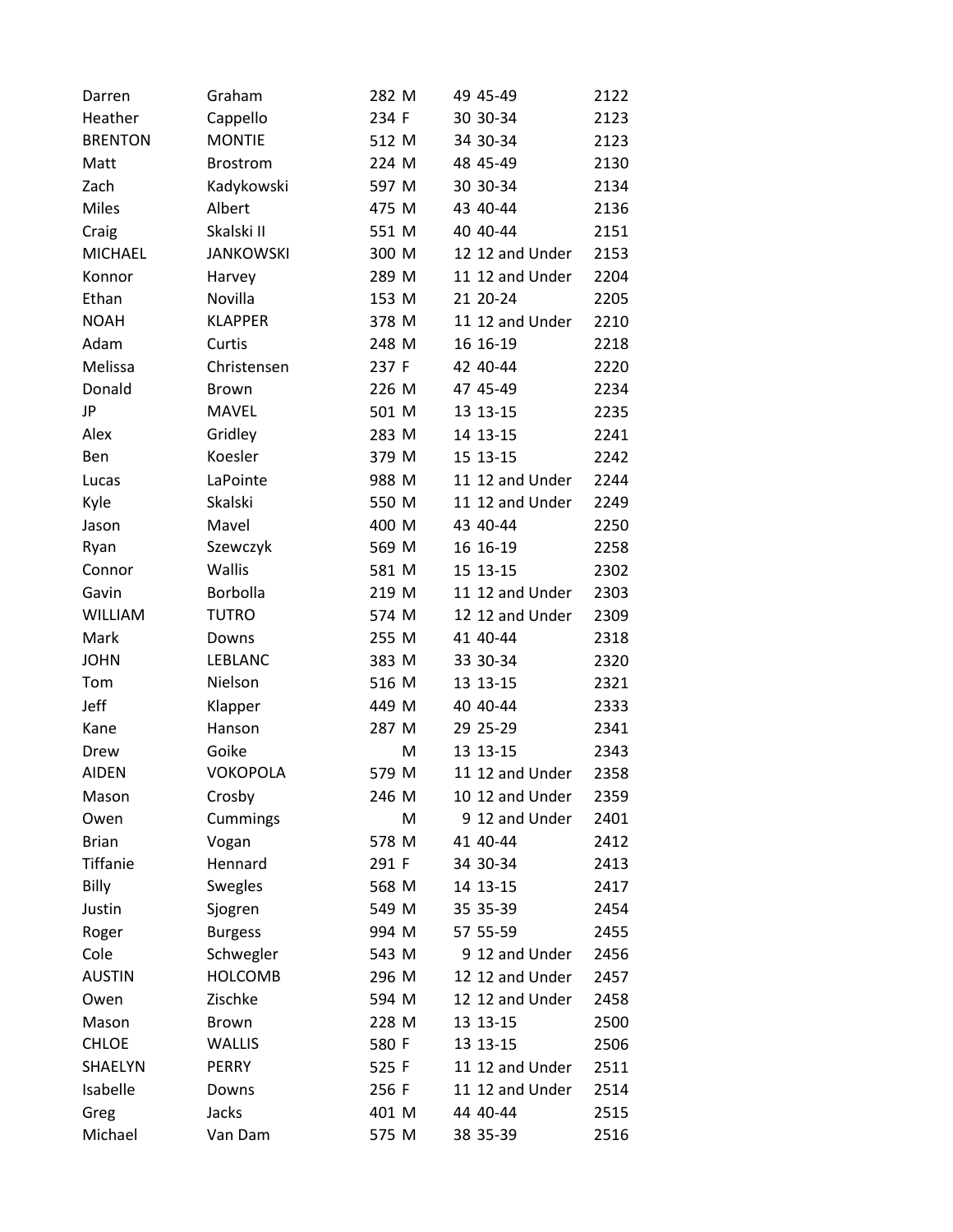| | | | | | | |
|---|---|---|---|---|---|---|
| Darren | Graham | 282 | M | 49 | 45-49 | 2122 |
| Heather | Cappello | 234 | F | 30 | 30-34 | 2123 |
| BRENTON | MONTIE | 512 | M | 34 | 30-34 | 2123 |
| Matt | Brostrom | 224 | M | 48 | 45-49 | 2130 |
| Zach | Kadykowski | 597 | M | 30 | 30-34 | 2134 |
| Miles | Albert | 475 | M | 43 | 40-44 | 2136 |
| Craig | Skalski II | 551 | M | 40 | 40-44 | 2151 |
| MICHAEL | JANKOWSKI | 300 | M | 12 | 12 and Under | 2153 |
| Konnor | Harvey | 289 | M | 11 | 12 and Under | 2204 |
| Ethan | Novilla | 153 | M | 21 | 20-24 | 2205 |
| NOAH | KLAPPER | 378 | M | 11 | 12 and Under | 2210 |
| Adam | Curtis | 248 | M | 16 | 16-19 | 2218 |
| Melissa | Christensen | 237 | F | 42 | 40-44 | 2220 |
| Donald | Brown | 226 | M | 47 | 45-49 | 2234 |
| JP | MAVEL | 501 | M | 13 | 13-15 | 2235 |
| Alex | Gridley | 283 | M | 14 | 13-15 | 2241 |
| Ben | Koesler | 379 | M | 15 | 13-15 | 2242 |
| Lucas | LaPointe | 988 | M | 11 | 12 and Under | 2244 |
| Kyle | Skalski | 550 | M | 11 | 12 and Under | 2249 |
| Jason | Mavel | 400 | M | 43 | 40-44 | 2250 |
| Ryan | Szewczyk | 569 | M | 16 | 16-19 | 2258 |
| Connor | Wallis | 581 | M | 15 | 13-15 | 2302 |
| Gavin | Borbolla | 219 | M | 11 | 12 and Under | 2303 |
| WILLIAM | TUTRO | 574 | M | 12 | 12 and Under | 2309 |
| Mark | Downs | 255 | M | 41 | 40-44 | 2318 |
| JOHN | LEBLANC | 383 | M | 33 | 30-34 | 2320 |
| Tom | Nielson | 516 | M | 13 | 13-15 | 2321 |
| Jeff | Klapper | 449 | M | 40 | 40-44 | 2333 |
| Kane | Hanson | 287 | M | 29 | 25-29 | 2341 |
| Drew | Goike | | M | 13 | 13-15 | 2343 |
| AIDEN | VOKOPOLA | 579 | M | 11 | 12 and Under | 2358 |
| Mason | Crosby | 246 | M | 10 | 12 and Under | 2359 |
| Owen | Cummings | | M | 9 | 12 and Under | 2401 |
| Brian | Vogan | 578 | M | 41 | 40-44 | 2412 |
| Tiffanie | Hennard | 291 | F | 34 | 30-34 | 2413 |
| Billy | Swegles | 568 | M | 14 | 13-15 | 2417 |
| Justin | Sjogren | 549 | M | 35 | 35-39 | 2454 |
| Roger | Burgess | 994 | M | 57 | 55-59 | 2455 |
| Cole | Schwegler | 543 | M | 9 | 12 and Under | 2456 |
| AUSTIN | HOLCOMB | 296 | M | 12 | 12 and Under | 2457 |
| Owen | Zischke | 594 | M | 12 | 12 and Under | 2458 |
| Mason | Brown | 228 | M | 13 | 13-15 | 2500 |
| CHLOE | WALLIS | 580 | F | 13 | 13-15 | 2506 |
| SHAELYN | PERRY | 525 | F | 11 | 12 and Under | 2511 |
| Isabelle | Downs | 256 | F | 11 | 12 and Under | 2514 |
| Greg | Jacks | 401 | M | 44 | 40-44 | 2515 |
| Michael | Van Dam | 575 | M | 38 | 35-39 | 2516 |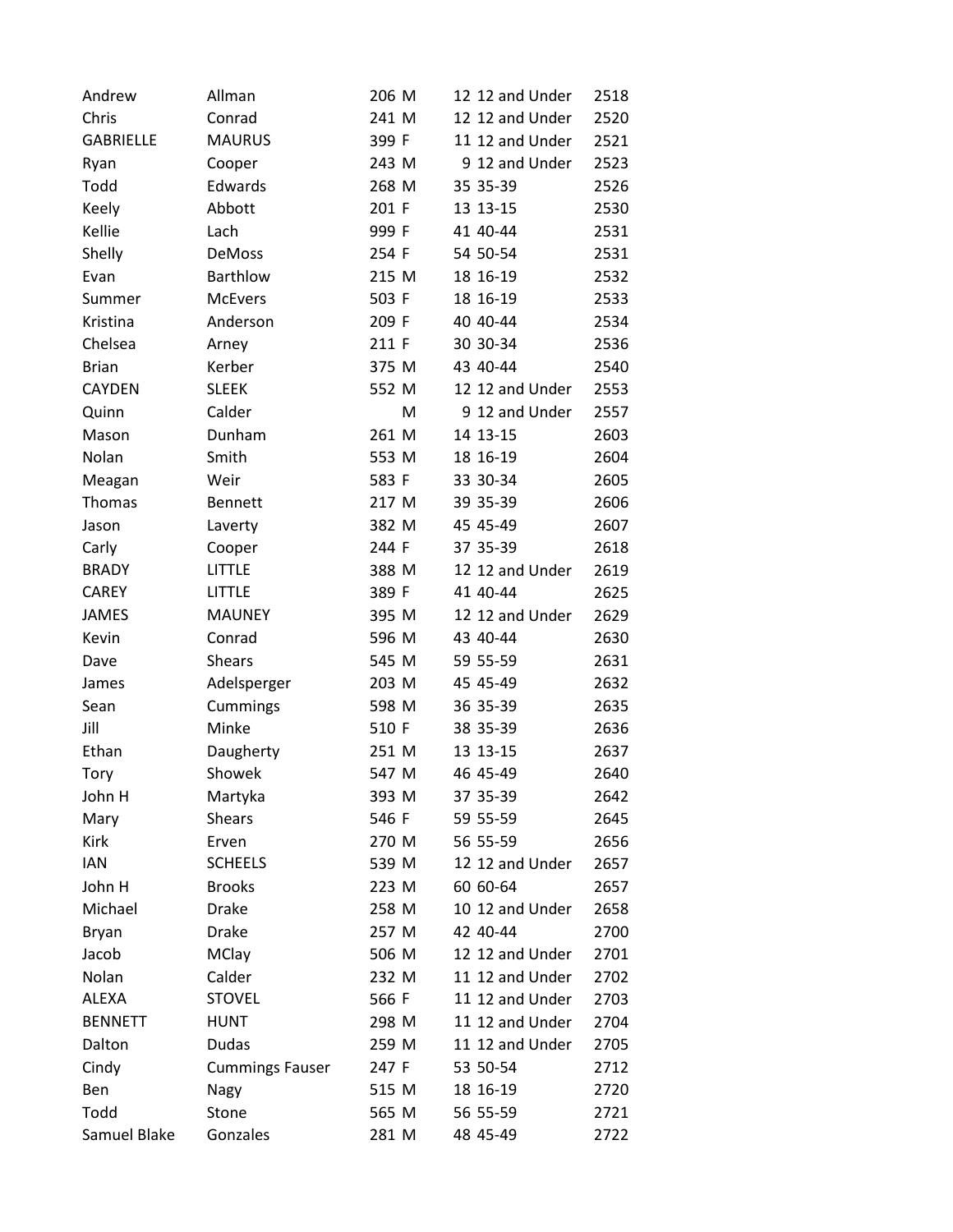| | | | | | | |
|---|---|---|---|---|---|---|
| Andrew | Allman | 206 | M | 12 | 12 and Under | 2518 |
| Chris | Conrad | 241 | M | 12 | 12 and Under | 2520 |
| GABRIELLE | MAURUS | 399 | F | 11 | 12 and Under | 2521 |
| Ryan | Cooper | 243 | M | 9 | 12 and Under | 2523 |
| Todd | Edwards | 268 | M | 35 | 35-39 | 2526 |
| Keely | Abbott | 201 | F | 13 | 13-15 | 2530 |
| Kellie | Lach | 999 | F | 41 | 40-44 | 2531 |
| Shelly | DeMoss | 254 | F | 54 | 50-54 | 2531 |
| Evan | Barthlow | 215 | M | 18 | 16-19 | 2532 |
| Summer | McEvers | 503 | F | 18 | 16-19 | 2533 |
| Kristina | Anderson | 209 | F | 40 | 40-44 | 2534 |
| Chelsea | Arney | 211 | F | 30 | 30-34 | 2536 |
| Brian | Kerber | 375 | M | 43 | 40-44 | 2540 |
| CAYDEN | SLEEK | 552 | M | 12 | 12 and Under | 2553 |
| Quinn | Calder | | M | 9 | 12 and Under | 2557 |
| Mason | Dunham | 261 | M | 14 | 13-15 | 2603 |
| Nolan | Smith | 553 | M | 18 | 16-19 | 2604 |
| Meagan | Weir | 583 | F | 33 | 30-34 | 2605 |
| Thomas | Bennett | 217 | M | 39 | 35-39 | 2606 |
| Jason | Laverty | 382 | M | 45 | 45-49 | 2607 |
| Carly | Cooper | 244 | F | 37 | 35-39 | 2618 |
| BRADY | LITTLE | 388 | M | 12 | 12 and Under | 2619 |
| CAREY | LITTLE | 389 | F | 41 | 40-44 | 2625 |
| JAMES | MAUNEY | 395 | M | 12 | 12 and Under | 2629 |
| Kevin | Conrad | 596 | M | 43 | 40-44 | 2630 |
| Dave | Shears | 545 | M | 59 | 55-59 | 2631 |
| James | Adelsperger | 203 | M | 45 | 45-49 | 2632 |
| Sean | Cummings | 598 | M | 36 | 35-39 | 2635 |
| Jill | Minke | 510 | F | 38 | 35-39 | 2636 |
| Ethan | Daugherty | 251 | M | 13 | 13-15 | 2637 |
| Tory | Showek | 547 | M | 46 | 45-49 | 2640 |
| John H | Martyka | 393 | M | 37 | 35-39 | 2642 |
| Mary | Shears | 546 | F | 59 | 55-59 | 2645 |
| Kirk | Erven | 270 | M | 56 | 55-59 | 2656 |
| IAN | SCHEELS | 539 | M | 12 | 12 and Under | 2657 |
| John H | Brooks | 223 | M | 60 | 60-64 | 2657 |
| Michael | Drake | 258 | M | 10 | 12 and Under | 2658 |
| Bryan | Drake | 257 | M | 42 | 40-44 | 2700 |
| Jacob | MClay | 506 | M | 12 | 12 and Under | 2701 |
| Nolan | Calder | 232 | M | 11 | 12 and Under | 2702 |
| ALEXA | STOVEL | 566 | F | 11 | 12 and Under | 2703 |
| BENNETT | HUNT | 298 | M | 11 | 12 and Under | 2704 |
| Dalton | Dudas | 259 | M | 11 | 12 and Under | 2705 |
| Cindy | Cummings Fauser | 247 | F | 53 | 50-54 | 2712 |
| Ben | Nagy | 515 | M | 18 | 16-19 | 2720 |
| Todd | Stone | 565 | M | 56 | 55-59 | 2721 |
| Samuel Blake | Gonzales | 281 | M | 48 | 45-49 | 2722 |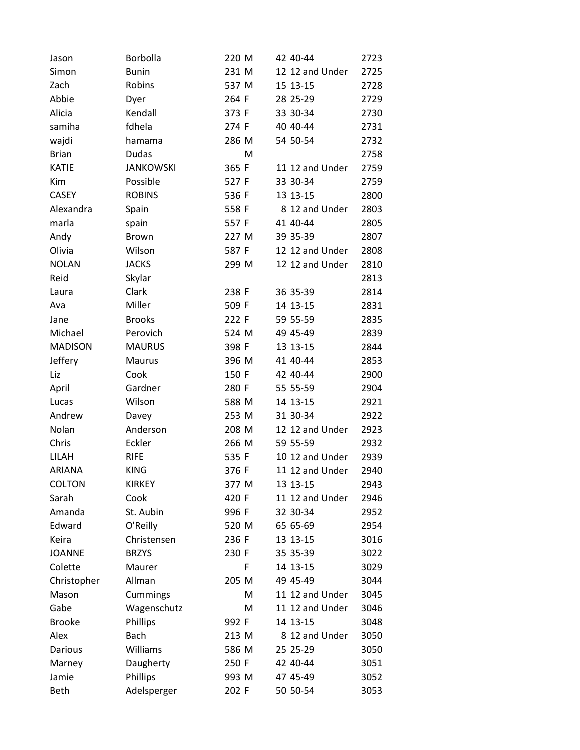| | | | | | | |
|---|---|---|---|---|---|---|
| Jason | Borbolla | 220 | M | 42 | 40-44 | 2723 |
| Simon | Bunin | 231 | M | 12 | 12 and Under | 2725 |
| Zach | Robins | 537 | M | 15 | 13-15 | 2728 |
| Abbie | Dyer | 264 | F | 28 | 25-29 | 2729 |
| Alicia | Kendall | 373 | F | 33 | 30-34 | 2730 |
| samiha | fdhela | 274 | F | 40 | 40-44 | 2731 |
| wajdi | hamama | 286 | M | 54 | 50-54 | 2732 |
| Brian | Dudas | | M | | | 2758 |
| KATIE | JANKOWSKI | 365 | F | 11 | 12 and Under | 2759 |
| Kim | Possible | 527 | F | 33 | 30-34 | 2759 |
| CASEY | ROBINS | 536 | F | 13 | 13-15 | 2800 |
| Alexandra | Spain | 558 | F | 8 | 12 and Under | 2803 |
| marla | spain | 557 | F | 41 | 40-44 | 2805 |
| Andy | Brown | 227 | M | 39 | 35-39 | 2807 |
| Olivia | Wilson | 587 | F | 12 | 12 and Under | 2808 |
| NOLAN | JACKS | 299 | M | 12 | 12 and Under | 2810 |
| Reid | Skylar | | | | | 2813 |
| Laura | Clark | 238 | F | 36 | 35-39 | 2814 |
| Ava | Miller | 509 | F | 14 | 13-15 | 2831 |
| Jane | Brooks | 222 | F | 59 | 55-59 | 2835 |
| Michael | Perovich | 524 | M | 49 | 45-49 | 2839 |
| MADISON | MAURUS | 398 | F | 13 | 13-15 | 2844 |
| Jeffery | Maurus | 396 | M | 41 | 40-44 | 2853 |
| Liz | Cook | 150 | F | 42 | 40-44 | 2900 |
| April | Gardner | 280 | F | 55 | 55-59 | 2904 |
| Lucas | Wilson | 588 | M | 14 | 13-15 | 2921 |
| Andrew | Davey | 253 | M | 31 | 30-34 | 2922 |
| Nolan | Anderson | 208 | M | 12 | 12 and Under | 2923 |
| Chris | Eckler | 266 | M | 59 | 55-59 | 2932 |
| LILAH | RIFE | 535 | F | 10 | 12 and Under | 2939 |
| ARIANA | KING | 376 | F | 11 | 12 and Under | 2940 |
| COLTON | KIRKEY | 377 | M | 13 | 13-15 | 2943 |
| Sarah | Cook | 420 | F | 11 | 12 and Under | 2946 |
| Amanda | St. Aubin | 996 | F | 32 | 30-34 | 2952 |
| Edward | O'Reilly | 520 | M | 65 | 65-69 | 2954 |
| Keira | Christensen | 236 | F | 13 | 13-15 | 3016 |
| JOANNE | BRZYS | 230 | F | 35 | 35-39 | 3022 |
| Colette | Maurer | | F | 14 | 13-15 | 3029 |
| Christopher | Allman | 205 | M | 49 | 45-49 | 3044 |
| Mason | Cummings | | M | 11 | 12 and Under | 3045 |
| Gabe | Wagenschutz | | M | 11 | 12 and Under | 3046 |
| Brooke | Phillips | 992 | F | 14 | 13-15 | 3048 |
| Alex | Bach | 213 | M | 8 | 12 and Under | 3050 |
| Darious | Williams | 586 | M | 25 | 25-29 | 3050 |
| Marney | Daugherty | 250 | F | 42 | 40-44 | 3051 |
| Jamie | Phillips | 993 | M | 47 | 45-49 | 3052 |
| Beth | Adelsperger | 202 | F | 50 | 50-54 | 3053 |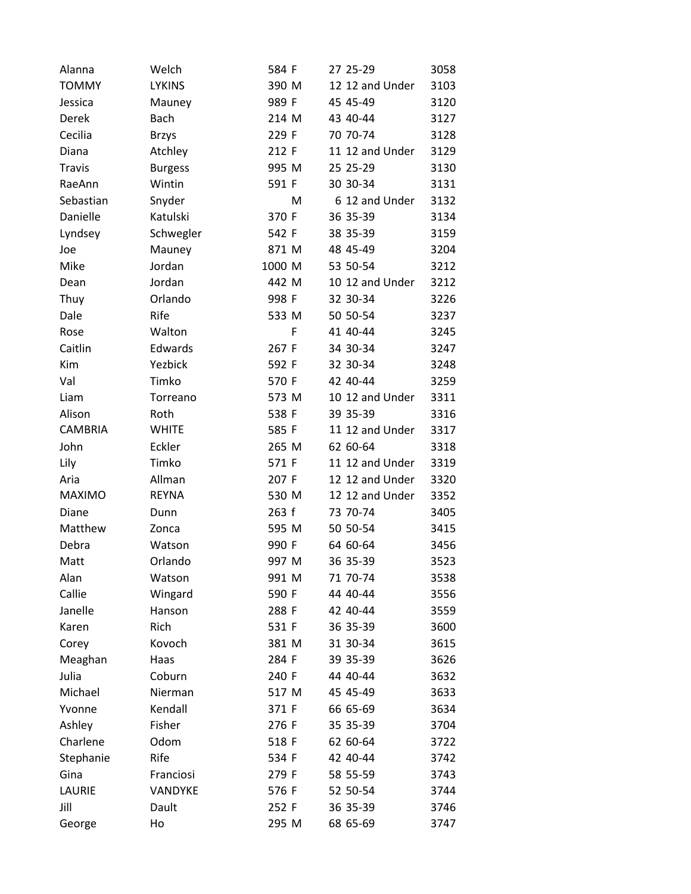| | | | | | | |
|---|---|---|---|---|---|---|
| Alanna | Welch | 584 | F | 27 | 25-29 | 3058 |
| TOMMY | LYKINS | 390 | M | 12 | 12 and Under | 3103 |
| Jessica | Mauney | 989 | F | 45 | 45-49 | 3120 |
| Derek | Bach | 214 | M | 43 | 40-44 | 3127 |
| Cecilia | Brzys | 229 | F | 70 | 70-74 | 3128 |
| Diana | Atchley | 212 | F | 11 | 12 and Under | 3129 |
| Travis | Burgess | 995 | M | 25 | 25-29 | 3130 |
| RaeAnn | Wintin | 591 | F | 30 | 30-34 | 3131 |
| Sebastian | Snyder | | M | 6 | 12 and Under | 3132 |
| Danielle | Katulski | 370 | F | 36 | 35-39 | 3134 |
| Lyndsey | Schwegler | 542 | F | 38 | 35-39 | 3159 |
| Joe | Mauney | 871 | M | 48 | 45-49 | 3204 |
| Mike | Jordan | 1000 | M | 53 | 50-54 | 3212 |
| Dean | Jordan | 442 | M | 10 | 12 and Under | 3212 |
| Thuy | Orlando | 998 | F | 32 | 30-34 | 3226 |
| Dale | Rife | 533 | M | 50 | 50-54 | 3237 |
| Rose | Walton | | F | 41 | 40-44 | 3245 |
| Caitlin | Edwards | 267 | F | 34 | 30-34 | 3247 |
| Kim | Yezbick | 592 | F | 32 | 30-34 | 3248 |
| Val | Timko | 570 | F | 42 | 40-44 | 3259 |
| Liam | Torreano | 573 | M | 10 | 12 and Under | 3311 |
| Alison | Roth | 538 | F | 39 | 35-39 | 3316 |
| CAMBRIA | WHITE | 585 | F | 11 | 12 and Under | 3317 |
| John | Eckler | 265 | M | 62 | 60-64 | 3318 |
| Lily | Timko | 571 | F | 11 | 12 and Under | 3319 |
| Aria | Allman | 207 | F | 12 | 12 and Under | 3320 |
| MAXIMO | REYNA | 530 | M | 12 | 12 and Under | 3352 |
| Diane | Dunn | 263 | f | 73 | 70-74 | 3405 |
| Matthew | Zonca | 595 | M | 50 | 50-54 | 3415 |
| Debra | Watson | 990 | F | 64 | 60-64 | 3456 |
| Matt | Orlando | 997 | M | 36 | 35-39 | 3523 |
| Alan | Watson | 991 | M | 71 | 70-74 | 3538 |
| Callie | Wingard | 590 | F | 44 | 40-44 | 3556 |
| Janelle | Hanson | 288 | F | 42 | 40-44 | 3559 |
| Karen | Rich | 531 | F | 36 | 35-39 | 3600 |
| Corey | Kovoch | 381 | M | 31 | 30-34 | 3615 |
| Meaghan | Haas | 284 | F | 39 | 35-39 | 3626 |
| Julia | Coburn | 240 | F | 44 | 40-44 | 3632 |
| Michael | Nierman | 517 | M | 45 | 45-49 | 3633 |
| Yvonne | Kendall | 371 | F | 66 | 65-69 | 3634 |
| Ashley | Fisher | 276 | F | 35 | 35-39 | 3704 |
| Charlene | Odom | 518 | F | 62 | 60-64 | 3722 |
| Stephanie | Rife | 534 | F | 42 | 40-44 | 3742 |
| Gina | Franciosi | 279 | F | 58 | 55-59 | 3743 |
| LAURIE | VANDYKE | 576 | F | 52 | 50-54 | 3744 |
| Jill | Dault | 252 | F | 36 | 35-39 | 3746 |
| George | Ho | 295 | M | 68 | 65-69 | 3747 |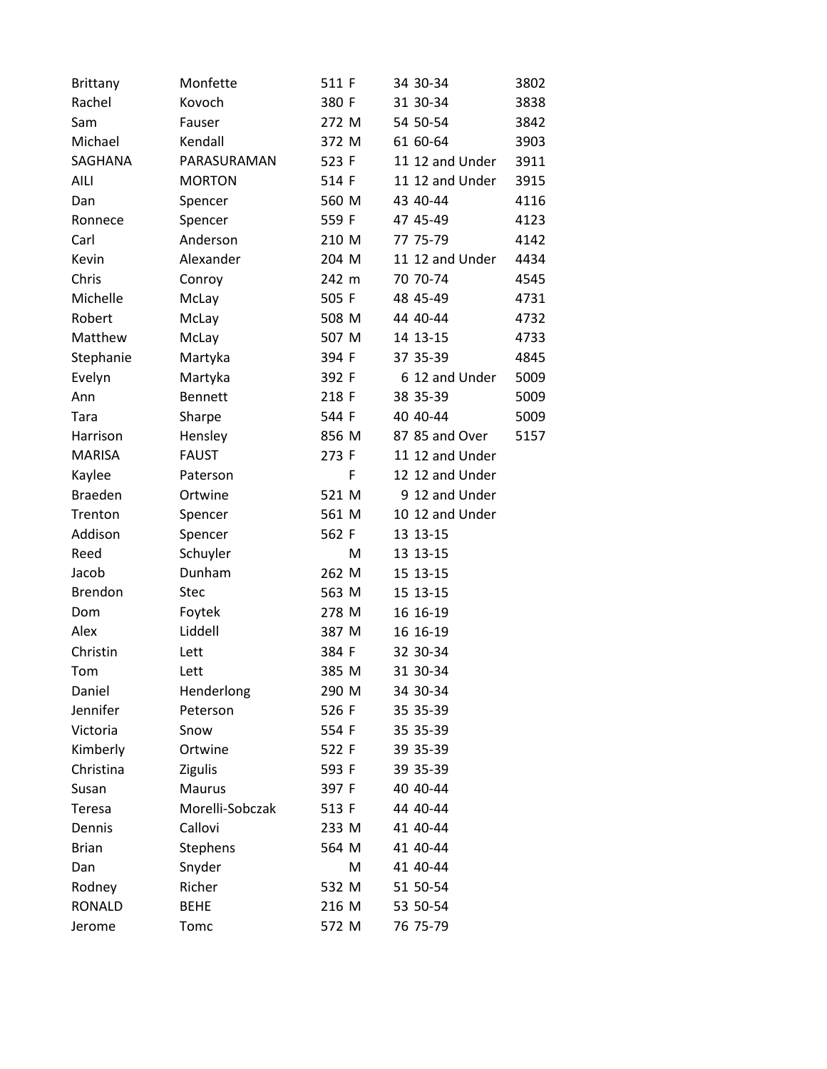| | | | | | | |
|---|---|---|---|---|---|---|
| Brittany | Monfette | 511 | F | 34 | 30-34 | 3802 |
| Rachel | Kovoch | 380 | F | 31 | 30-34 | 3838 |
| Sam | Fauser | 272 | M | 54 | 50-54 | 3842 |
| Michael | Kendall | 372 | M | 61 | 60-64 | 3903 |
| SAGHANA | PARASURAMAN | 523 | F | 11 | 12 and Under | 3911 |
| AILI | MORTON | 514 | F | 11 | 12 and Under | 3915 |
| Dan | Spencer | 560 | M | 43 | 40-44 | 4116 |
| Ronnece | Spencer | 559 | F | 47 | 45-49 | 4123 |
| Carl | Anderson | 210 | M | 77 | 75-79 | 4142 |
| Kevin | Alexander | 204 | M | 11 | 12 and Under | 4434 |
| Chris | Conroy | 242 | m | 70 | 70-74 | 4545 |
| Michelle | McLay | 505 | F | 48 | 45-49 | 4731 |
| Robert | McLay | 508 | M | 44 | 40-44 | 4732 |
| Matthew | McLay | 507 | M | 14 | 13-15 | 4733 |
| Stephanie | Martyka | 394 | F | 37 | 35-39 | 4845 |
| Evelyn | Martyka | 392 | F | 6 | 12 and Under | 5009 |
| Ann | Bennett | 218 | F | 38 | 35-39 | 5009 |
| Tara | Sharpe | 544 | F | 40 | 40-44 | 5009 |
| Harrison | Hensley | 856 | M | 87 | 85 and Over | 5157 |
| MARISA | FAUST | 273 | F | 11 | 12 and Under | |
| Kaylee | Paterson | | F | 12 | 12 and Under | |
| Braeden | Ortwine | 521 | M | 9 | 12 and Under | |
| Trenton | Spencer | 561 | M | 10 | 12 and Under | |
| Addison | Spencer | 562 | F | 13 | 13-15 | |
| Reed | Schuyler | | M | 13 | 13-15 | |
| Jacob | Dunham | 262 | M | 15 | 13-15 | |
| Brendon | Stec | 563 | M | 15 | 13-15 | |
| Dom | Foytek | 278 | M | 16 | 16-19 | |
| Alex | Liddell | 387 | M | 16 | 16-19 | |
| Christin | Lett | 384 | F | 32 | 30-34 | |
| Tom | Lett | 385 | M | 31 | 30-34 | |
| Daniel | Henderlong | 290 | M | 34 | 30-34 | |
| Jennifer | Peterson | 526 | F | 35 | 35-39 | |
| Victoria | Snow | 554 | F | 35 | 35-39 | |
| Kimberly | Ortwine | 522 | F | 39 | 35-39 | |
| Christina | Zigulis | 593 | F | 39 | 35-39 | |
| Susan | Maurus | 397 | F | 40 | 40-44 | |
| Teresa | Morelli-Sobczak | 513 | F | 44 | 40-44 | |
| Dennis | Callovi | 233 | M | 41 | 40-44 | |
| Brian | Stephens | 564 | M | 41 | 40-44 | |
| Dan | Snyder | | M | 41 | 40-44 | |
| Rodney | Richer | 532 | M | 51 | 50-54 | |
| RONALD | BEHE | 216 | M | 53 | 50-54 | |
| Jerome | Tomc | 572 | M | 76 | 75-79 | |